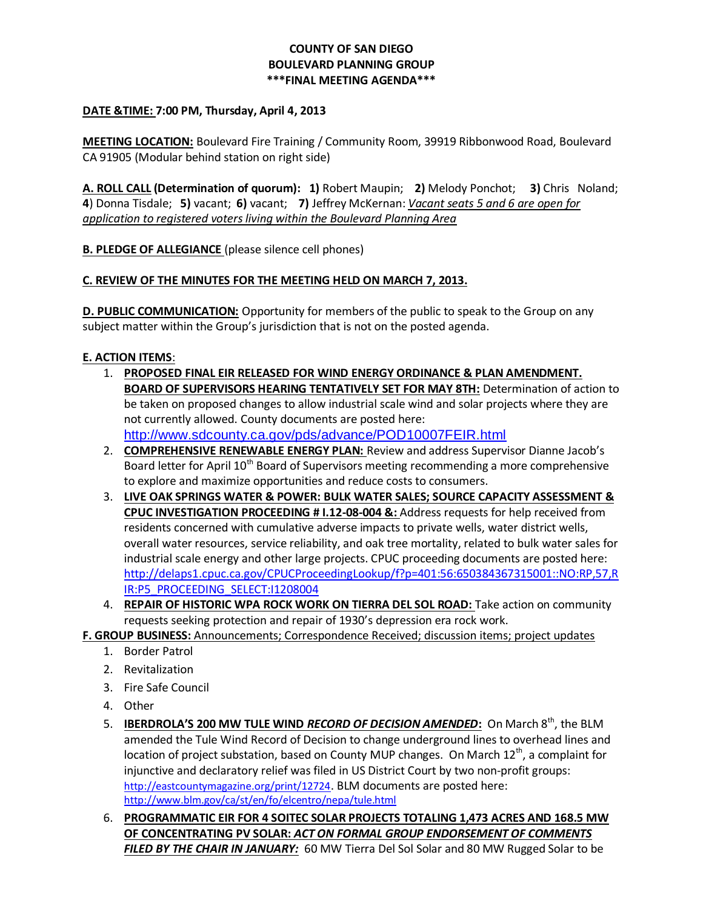# COUNTY OF SAN DIEGO
## BOULEVARD PLANNING GROUP
### \*\*\*FINAL MEETING AGENDA\*\*\*

**DATE &TIME: 7:00 PM, Thursday, April 4, 2013**

**MEETING LOCATION:** Boulevard Fire Training / Community Room, 39919 Ribbonwood Road, Boulevard CA 91905 (Modular behind station on right side)

**A. ROLL CALL (Determination of quorum): 1)** Robert Maupin; **2)** Melody Ponchot; **3)** Chris Noland; **4**) Donna Tisdale; **5)** vacant; **6)** vacant; **7)** Jeffrey McKernan: *Vacant seats 5 and 6 are open for application to registered voters living within the Boulevard Planning Area*

**B. PLEDGE OF ALLEGIANCE** (please silence cell phones)

**C. REVIEW OF THE MINUTES FOR THE MEETING HELD ON MARCH 7, 2013.**

**D. PUBLIC COMMUNICATION:** Opportunity for members of the public to speak to the Group on any subject matter within the Group's jurisdiction that is not on the posted agenda.

**E. ACTION ITEMS**:

1. **PROPOSED FINAL EIR RELEASED FOR WIND ENERGY ORDINANCE & PLAN AMENDMENT. BOARD OF SUPERVISORS HEARING TENTATIVELY SET FOR MAY 8TH:** Determination of action to be taken on proposed changes to allow industrial scale wind and solar projects where they are not currently allowed. County documents are posted here: http://www.sdcounty.ca.gov/pds/advance/POD10007FEIR.html
2. **COMPREHENSIVE RENEWABLE ENERGY PLAN:** Review and address Supervisor Dianne Jacob's Board letter for April 10th Board of Supervisors meeting recommending a more comprehensive to explore and maximize opportunities and reduce costs to consumers.
3. **LIVE OAK SPRINGS WATER & POWER: BULK WATER SALES; SOURCE CAPACITY ASSESSMENT & CPUC INVESTIGATION PROCEEDING # I.12-08-004 &:** Address requests for help received from residents concerned with cumulative adverse impacts to private wells, water district wells, overall water resources, service reliability, and oak tree mortality, related to bulk water sales for industrial scale energy and other large projects. CPUC proceeding documents are posted here: http://delaps1.cpuc.ca.gov/CPUCProceedingLookup/f?p=401:56:650384367315001::NO:RP,57,RIR:P5_PROCEEDING_SELECT:I1208004
4. **REPAIR OF HISTORIC WPA ROCK WORK ON TIERRA DEL SOL ROAD:** Take action on community requests seeking protection and repair of 1930's depression era rock work.

**F. GROUP BUSINESS:** Announcements; Correspondence Received; discussion items; project updates

1. Border Patrol
2. Revitalization
3. Fire Safe Council
4. Other
5. **IBERDROLA'S 200 MW TULE WIND *RECORD OF DECISION AMENDED*:** On March 8th, the BLM amended the Tule Wind Record of Decision to change underground lines to overhead lines and location of project substation, based on County MUP changes. On March 12th, a complaint for injunctive and declaratory relief was filed in US District Court by two non-profit groups: http://eastcountymagazine.org/print/12724. BLM documents are posted here: http://www.blm.gov/ca/st/en/fo/elcentro/nepa/tule.html
6. **PROGRAMMATIC EIR FOR 4 SOITEC SOLAR PROJECTS TOTALING 1,473 ACRES AND 168.5 MW OF CONCENTRATING PV SOLAR: *ACT ON FORMAL GROUP ENDORSEMENT OF COMMENTS FILED BY THE CHAIR IN JANUARY:*** 60 MW Tierra Del Sol Solar and 80 MW Rugged Solar to be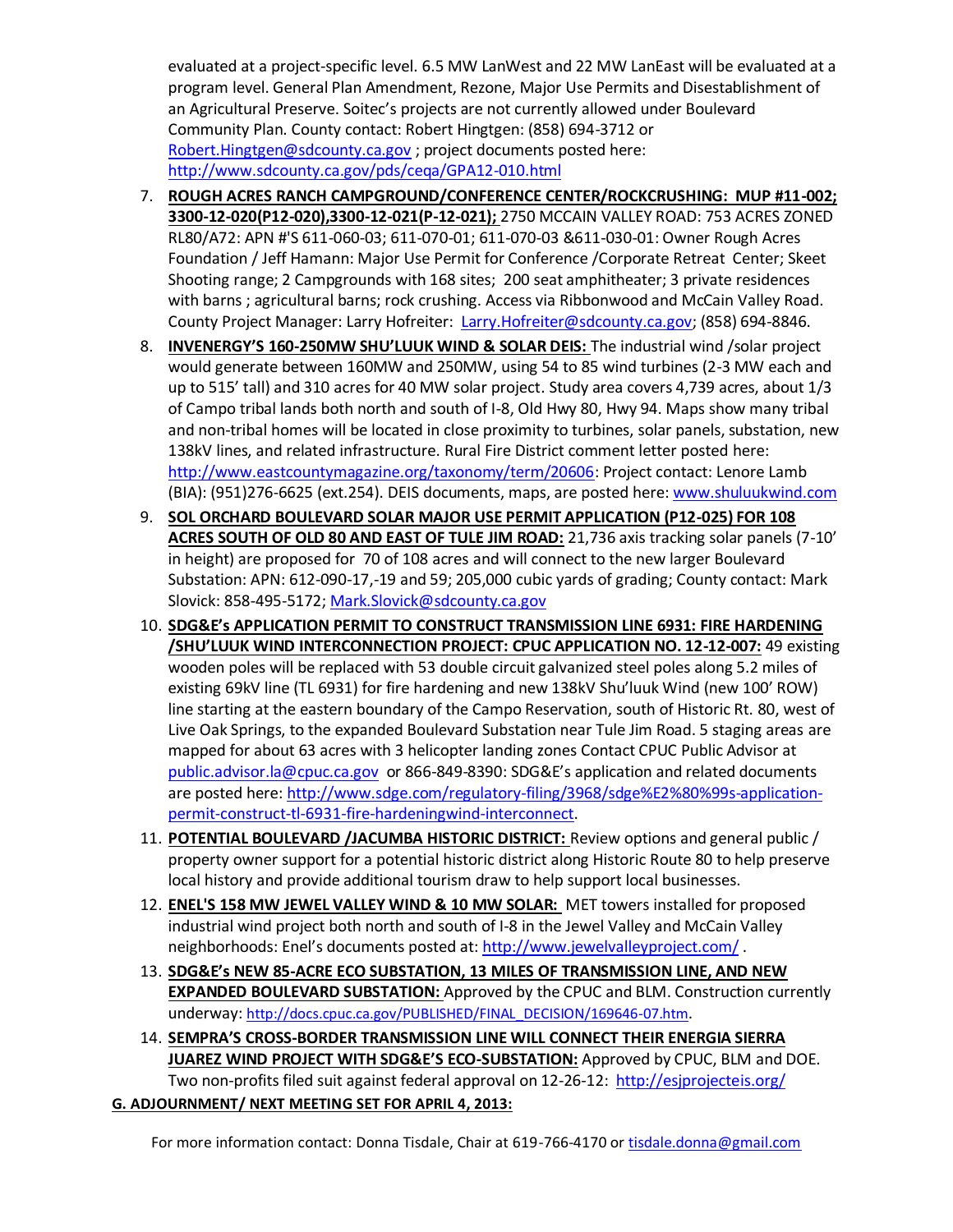evaluated at a project-specific level. 6.5 MW LanWest and 22 MW LanEast will be evaluated at a program level. General Plan Amendment, Rezone, Major Use Permits and Disestablishment of an Agricultural Preserve. Soitec's projects are not currently allowed under Boulevard Community Plan. County contact: Robert Hingtgen: (858) 694-3712 or Robert.Hingtgen@sdcounty.ca.gov ; project documents posted here: http://www.sdcounty.ca.gov/pds/ceqa/GPA12-010.html

7. **ROUGH ACRES RANCH CAMPGROUND/CONFERENCE CENTER/ROCKCRUSHING: MUP #11-002; 3300-12-020(P12-020),3300-12-021(P-12-021);** 2750 MCCAIN VALLEY ROAD: 753 ACRES ZONED RL80/A72: APN #'S 611-060-03; 611-070-01; 611-070-03 &611-030-01: Owner Rough Acres Foundation / Jeff Hamann: Major Use Permit for Conference /Corporate Retreat Center; Skeet Shooting range; 2 Campgrounds with 168 sites; 200 seat amphitheater; 3 private residences with barns ; agricultural barns; rock crushing. Access via Ribbonwood and McCain Valley Road. County Project Manager: Larry Hofreiter: Larry.Hofreiter@sdcounty.ca.gov; (858) 694-8846.
8. **INVENERGY'S 160-250MW SHU'LUUK WIND & SOLAR DEIS:** The industrial wind /solar project would generate between 160MW and 250MW, using 54 to 85 wind turbines (2-3 MW each and up to 515' tall) and 310 acres for 40 MW solar project. Study area covers 4,739 acres, about 1/3 of Campo tribal lands both north and south of I-8, Old Hwy 80, Hwy 94. Maps show many tribal and non-tribal homes will be located in close proximity to turbines, solar panels, substation, new 138kV lines, and related infrastructure. Rural Fire District comment letter posted here: http://www.eastcountymagazine.org/taxonomy/term/20606: Project contact: Lenore Lamb (BIA): (951)276-6625 (ext.254). DEIS documents, maps, are posted here: www.shuluukwind.com
9. **SOL ORCHARD BOULEVARD SOLAR MAJOR USE PERMIT APPLICATION (P12-025) FOR 108 ACRES SOUTH OF OLD 80 AND EAST OF TULE JIM ROAD:** 21,736 axis tracking solar panels (7-10' in height) are proposed for 70 of 108 acres and will connect to the new larger Boulevard Substation: APN: 612-090-17,-19 and 59; 205,000 cubic yards of grading; County contact: Mark Slovick: 858-495-5172; Mark.Slovick@sdcounty.ca.gov
10. **SDG&E's APPLICATION PERMIT TO CONSTRUCT TRANSMISSION LINE 6931: FIRE HARDENING /SHU'LUUK WIND INTERCONNECTION PROJECT: CPUC APPLICATION NO. 12-12-007:** 49 existing wooden poles will be replaced with 53 double circuit galvanized steel poles along 5.2 miles of existing 69kV line (TL 6931) for fire hardening and new 138kV Shu'luuk Wind (new 100' ROW) line starting at the eastern boundary of the Campo Reservation, south of Historic Rt. 80, west of Live Oak Springs, to the expanded Boulevard Substation near Tule Jim Road. 5 staging areas are mapped for about 63 acres with 3 helicopter landing zones Contact CPUC Public Advisor at public.advisor.la@cpuc.ca.gov or 866-849-8390: SDG&E's application and related documents are posted here: http://www.sdge.com/regulatory-filing/3968/sdge%E2%80%99s-application-permit-construct-tl-6931-fire-hardeningwind-interconnect.
11. **POTENTIAL BOULEVARD /JACUMBA HISTORIC DISTRICT:** Review options and general public / property owner support for a potential historic district along Historic Route 80 to help preserve local history and provide additional tourism draw to help support local businesses.
12. **ENEL'S 158 MW JEWEL VALLEY WIND & 10 MW SOLAR:** MET towers installed for proposed industrial wind project both north and south of I-8 in the Jewel Valley and McCain Valley neighborhoods: Enel's documents posted at: http://www.jewelvalleyproject.com/ .
13. **SDG&E's NEW 85-ACRE ECO SUBSTATION, 13 MILES OF TRANSMISSION LINE, AND NEW EXPANDED BOULEVARD SUBSTATION:** Approved by the CPUC and BLM. Construction currently underway: http://docs.cpuc.ca.gov/PUBLISHED/FINAL_DECISION/169646-07.htm.
14. **SEMPRA'S CROSS-BORDER TRANSMISSION LINE WILL CONNECT THEIR ENERGIA SIERRA JUAREZ WIND PROJECT WITH SDG&E'S ECO-SUBSTATION:** Approved by CPUC, BLM and DOE. Two non-profits filed suit against federal approval on 12-26-12: http://esjprojecteis.org/

**G. ADJOURNMENT/ NEXT MEETING SET FOR APRIL 4, 2013:**

For more information contact: Donna Tisdale, Chair at 619-766-4170 or tisdale.donna@gmail.com